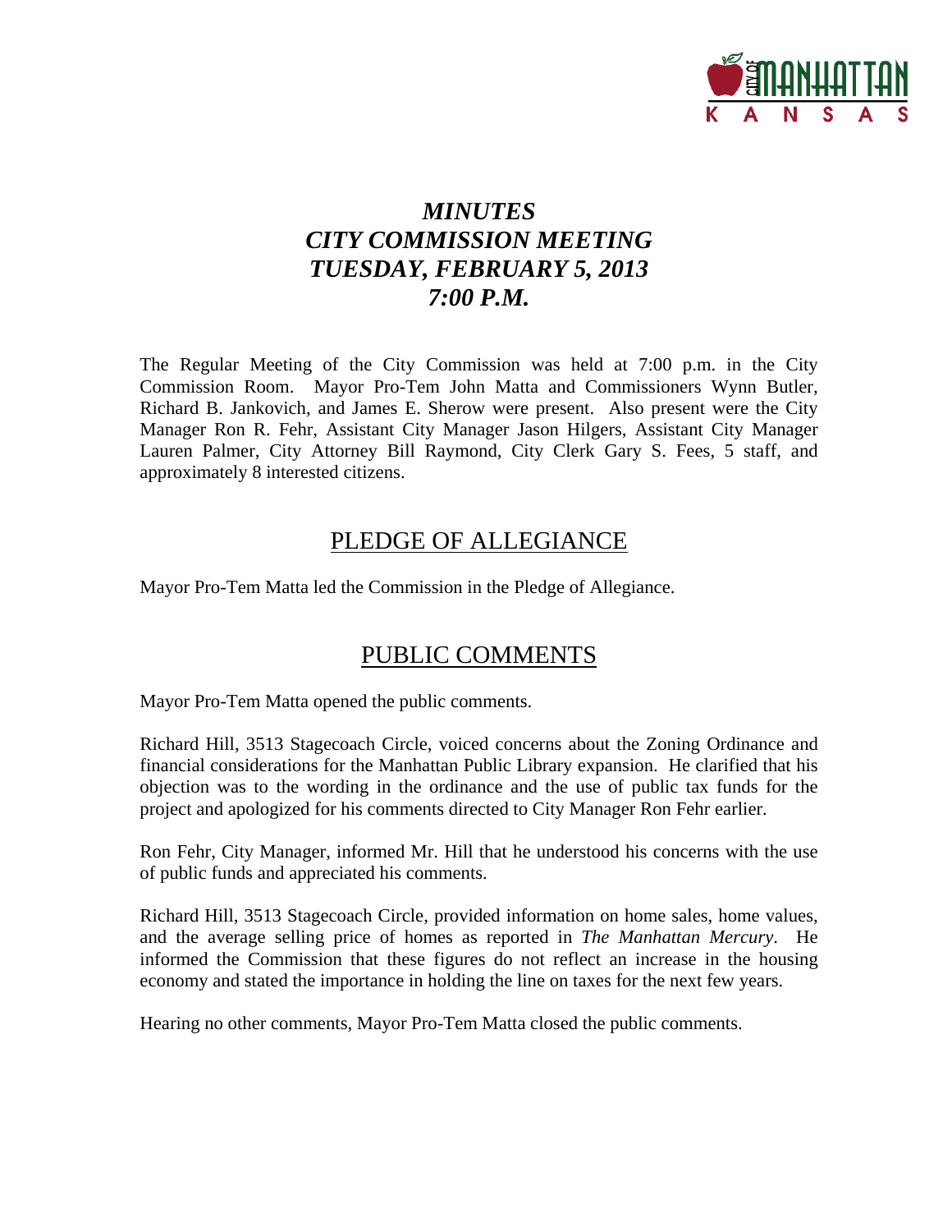# *MINUTES*
# *CITY COMMISSION MEETING*
# *TUESDAY, FEBRUARY 5, 2013*
# *7:00 P.M.*

The Regular Meeting of the City Commission was held at 7:00 p.m. in the City Commission Room. Mayor Pro-Tem John Matta and Commissioners Wynn Butler, Richard B. Jankovich, and James E. Sherow were present. Also present were the City Manager Ron R. Fehr, Assistant City Manager Jason Hilgers, Assistant City Manager Lauren Palmer, City Attorney Bill Raymond, City Clerk Gary S. Fees, 5 staff, and approximately 8 interested citizens.

## PLEDGE OF ALLEGIANCE

Mayor Pro-Tem Matta led the Commission in the Pledge of Allegiance.

## PUBLIC COMMENTS

Mayor Pro-Tem Matta opened the public comments.

Richard Hill, 3513 Stagecoach Circle, voiced concerns about the Zoning Ordinance and financial considerations for the Manhattan Public Library expansion. He clarified that his objection was to the wording in the ordinance and the use of public tax funds for the project and apologized for his comments directed to City Manager Ron Fehr earlier.

Ron Fehr, City Manager, informed Mr. Hill that he understood his concerns with the use of public funds and appreciated his comments.

Richard Hill, 3513 Stagecoach Circle, provided information on home sales, home values, and the average selling price of homes as reported in *The Manhattan Mercury*. He informed the Commission that these figures do not reflect an increase in the housing economy and stated the importance in holding the line on taxes for the next few years.

Hearing no other comments, Mayor Pro-Tem Matta closed the public comments.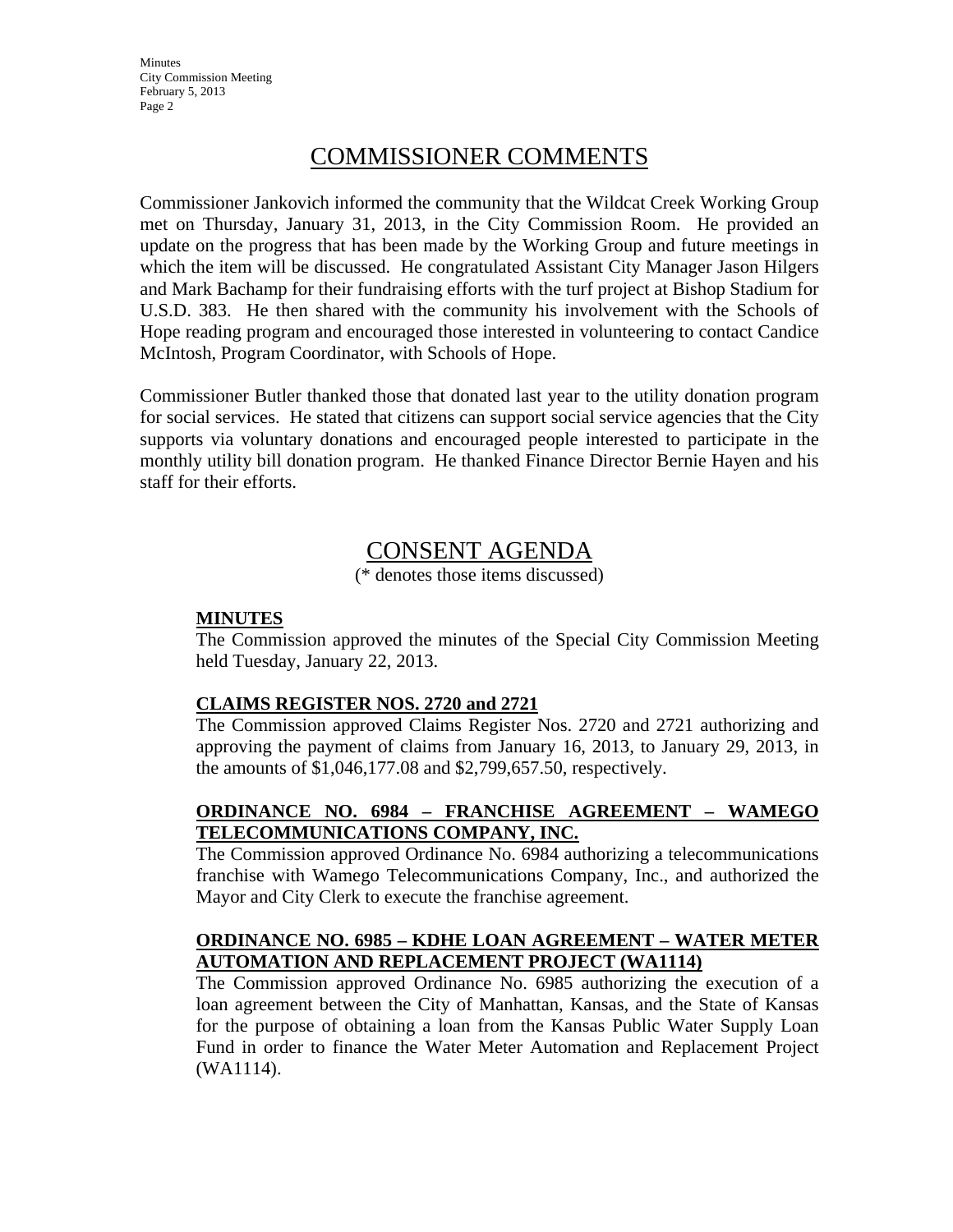## COMMISSIONER COMMENTS

Commissioner Jankovich informed the community that the Wildcat Creek Working Group met on Thursday, January 31, 2013, in the City Commission Room. He provided an update on the progress that has been made by the Working Group and future meetings in which the item will be discussed. He congratulated Assistant City Manager Jason Hilgers and Mark Bachamp for their fundraising efforts with the turf project at Bishop Stadium for U.S.D. 383. He then shared with the community his involvement with the Schools of Hope reading program and encouraged those interested in volunteering to contact Candice McIntosh, Program Coordinator, with Schools of Hope.

Commissioner Butler thanked those that donated last year to the utility donation program for social services. He stated that citizens can support social service agencies that the City supports via voluntary donations and encouraged people interested to participate in the monthly utility bill donation program. He thanked Finance Director Bernie Hayen and his staff for their efforts.

## CONSENT AGENDA

(* denotes those items discussed)

**MINUTES**

The Commission approved the minutes of the Special City Commission Meeting held Tuesday, January 22, 2013.

**CLAIMS REGISTER NOS. 2720 and 2721**

The Commission approved Claims Register Nos. 2720 and 2721 authorizing and approving the payment of claims from January 16, 2013, to January 29, 2013, in the amounts of $1,046,177.08 and $2,799,657.50, respectively.

**ORDINANCE NO. 6984 – FRANCHISE AGREEMENT – WAMEGO TELECOMMUNICATIONS COMPANY, INC.**

The Commission approved Ordinance No. 6984 authorizing a telecommunications franchise with Wamego Telecommunications Company, Inc., and authorized the Mayor and City Clerk to execute the franchise agreement.

**ORDINANCE NO. 6985 – KDHE LOAN AGREEMENT – WATER METER AUTOMATION AND REPLACEMENT PROJECT (WA1114)**

The Commission approved Ordinance No. 6985 authorizing the execution of a loan agreement between the City of Manhattan, Kansas, and the State of Kansas for the purpose of obtaining a loan from the Kansas Public Water Supply Loan Fund in order to finance the Water Meter Automation and Replacement Project (WA1114).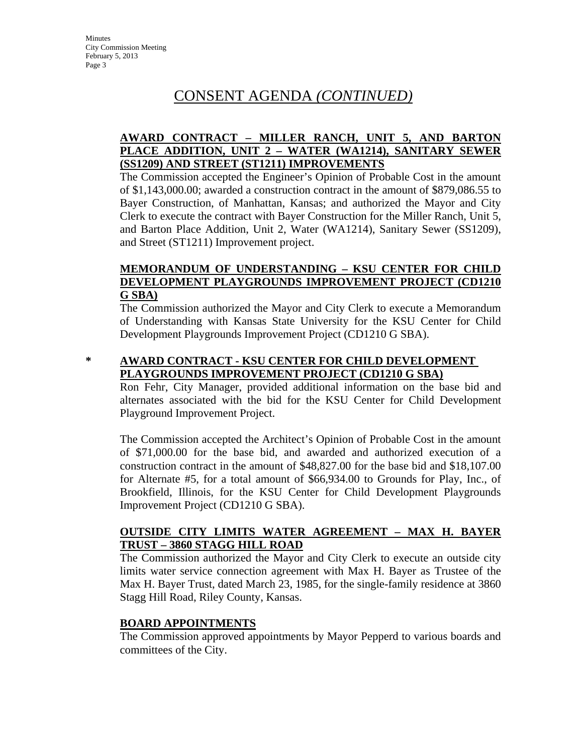# CONSENT AGENDA *(CONTINUED)*

**AWARD CONTRACT – MILLER RANCH, UNIT 5, AND BARTON PLACE ADDITION, UNIT 2 – WATER (WA1214), SANITARY SEWER (SS1209) AND STREET (ST1211) IMPROVEMENTS**

The Commission accepted the Engineer's Opinion of Probable Cost in the amount of $1,143,000.00; awarded a construction contract in the amount of $879,086.55 to Bayer Construction, of Manhattan, Kansas; and authorized the Mayor and City Clerk to execute the contract with Bayer Construction for the Miller Ranch, Unit 5, and Barton Place Addition, Unit 2, Water (WA1214), Sanitary Sewer (SS1209), and Street (ST1211) Improvement project.

**MEMORANDUM OF UNDERSTANDING – KSU CENTER FOR CHILD DEVELOPMENT PLAYGROUNDS IMPROVEMENT PROJECT (CD1210 G SBA)**

The Commission authorized the Mayor and City Clerk to execute a Memorandum of Understanding with Kansas State University for the KSU Center for Child Development Playgrounds Improvement Project (CD1210 G SBA).

\* **AWARD CONTRACT - KSU CENTER FOR CHILD DEVELOPMENT PLAYGROUNDS IMPROVEMENT PROJECT (CD1210 G SBA)**

Ron Fehr, City Manager, provided additional information on the base bid and alternates associated with the bid for the KSU Center for Child Development Playground Improvement Project.

The Commission accepted the Architect's Opinion of Probable Cost in the amount of $71,000.00 for the base bid, and awarded and authorized execution of a construction contract in the amount of $48,827.00 for the base bid and $18,107.00 for Alternate #5, for a total amount of $66,934.00 to Grounds for Play, Inc., of Brookfield, Illinois, for the KSU Center for Child Development Playgrounds Improvement Project (CD1210 G SBA).

**OUTSIDE CITY LIMITS WATER AGREEMENT – MAX H. BAYER TRUST – 3860 STAGG HILL ROAD**

The Commission authorized the Mayor and City Clerk to execute an outside city limits water service connection agreement with Max H. Bayer as Trustee of the Max H. Bayer Trust, dated March 23, 1985, for the single-family residence at 3860 Stagg Hill Road, Riley County, Kansas.

**BOARD APPOINTMENTS**

The Commission approved appointments by Mayor Pepperd to various boards and committees of the City.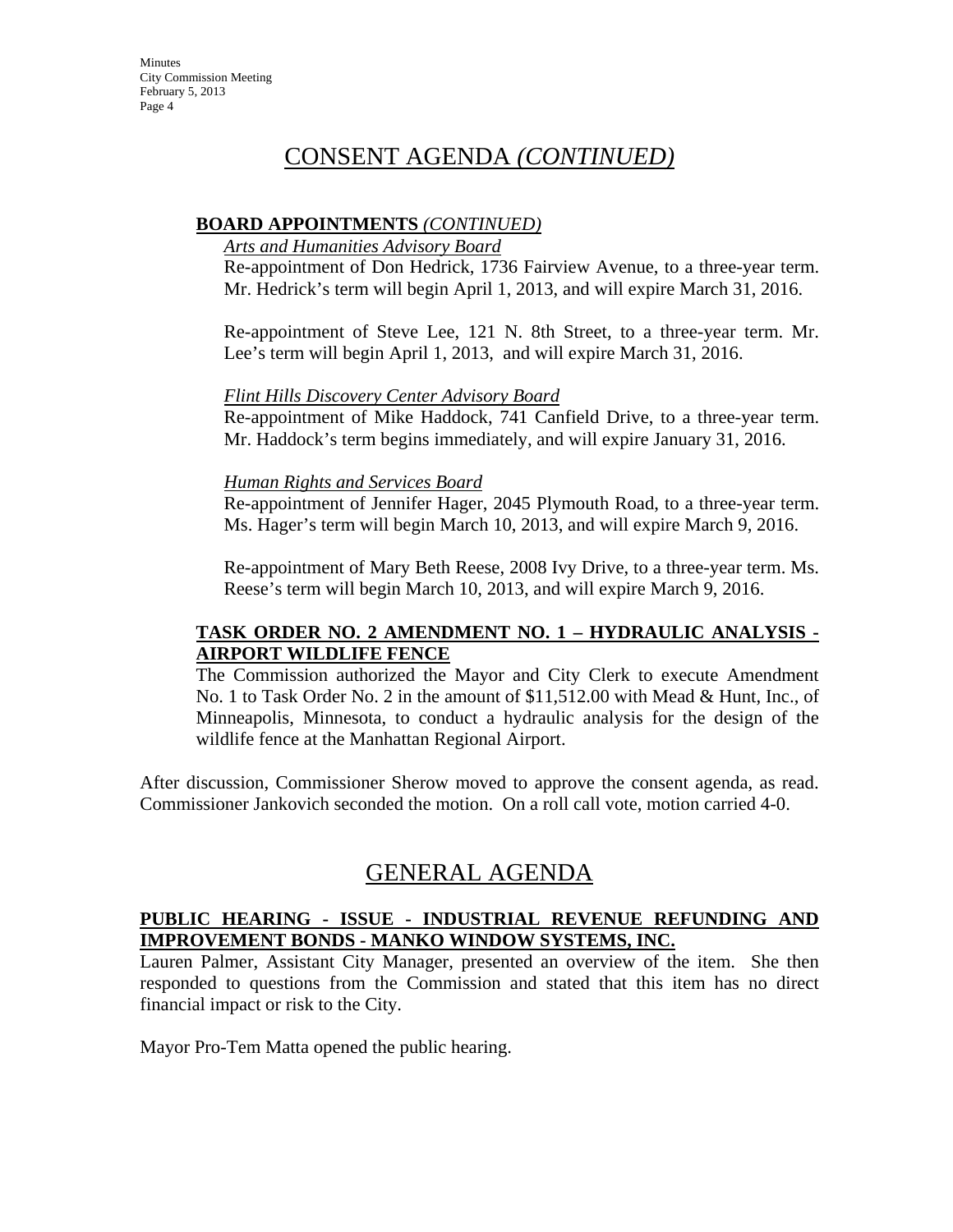# CONSENT AGENDA *(CONTINUED)*

**BOARD APPOINTMENTS** *(CONTINUED)*

*Arts and Humanities Advisory Board*

Re-appointment of Don Hedrick, 1736 Fairview Avenue, to a three-year term. Mr. Hedrick's term will begin April 1, 2013, and will expire March 31, 2016.

Re-appointment of Steve Lee, 121 N. 8th Street, to a three-year term. Mr. Lee's term will begin April 1, 2013, and will expire March 31, 2016.

*Flint Hills Discovery Center Advisory Board*

Re-appointment of Mike Haddock, 741 Canfield Drive, to a three-year term. Mr. Haddock's term begins immediately, and will expire January 31, 2016.

*Human Rights and Services Board*

Re-appointment of Jennifer Hager, 2045 Plymouth Road, to a three-year term. Ms. Hager's term will begin March 10, 2013, and will expire March 9, 2016.

Re-appointment of Mary Beth Reese, 2008 Ivy Drive, to a three-year term. Ms. Reese's term will begin March 10, 2013, and will expire March 9, 2016.

**TASK ORDER NO. 2 AMENDMENT NO. 1 – HYDRAULIC ANALYSIS - AIRPORT WILDLIFE FENCE**

The Commission authorized the Mayor and City Clerk to execute Amendment No. 1 to Task Order No. 2 in the amount of $11,512.00 with Mead & Hunt, Inc., of Minneapolis, Minnesota, to conduct a hydraulic analysis for the design of the wildlife fence at the Manhattan Regional Airport.

After discussion, Commissioner Sherow moved to approve the consent agenda, as read. Commissioner Jankovich seconded the motion. On a roll call vote, motion carried 4-0.

# GENERAL AGENDA

**PUBLIC HEARING - ISSUE - INDUSTRIAL REVENUE REFUNDING AND IMPROVEMENT BONDS - MANKO WINDOW SYSTEMS, INC.**

Lauren Palmer, Assistant City Manager, presented an overview of the item. She then responded to questions from the Commission and stated that this item has no direct financial impact or risk to the City.

Mayor Pro-Tem Matta opened the public hearing.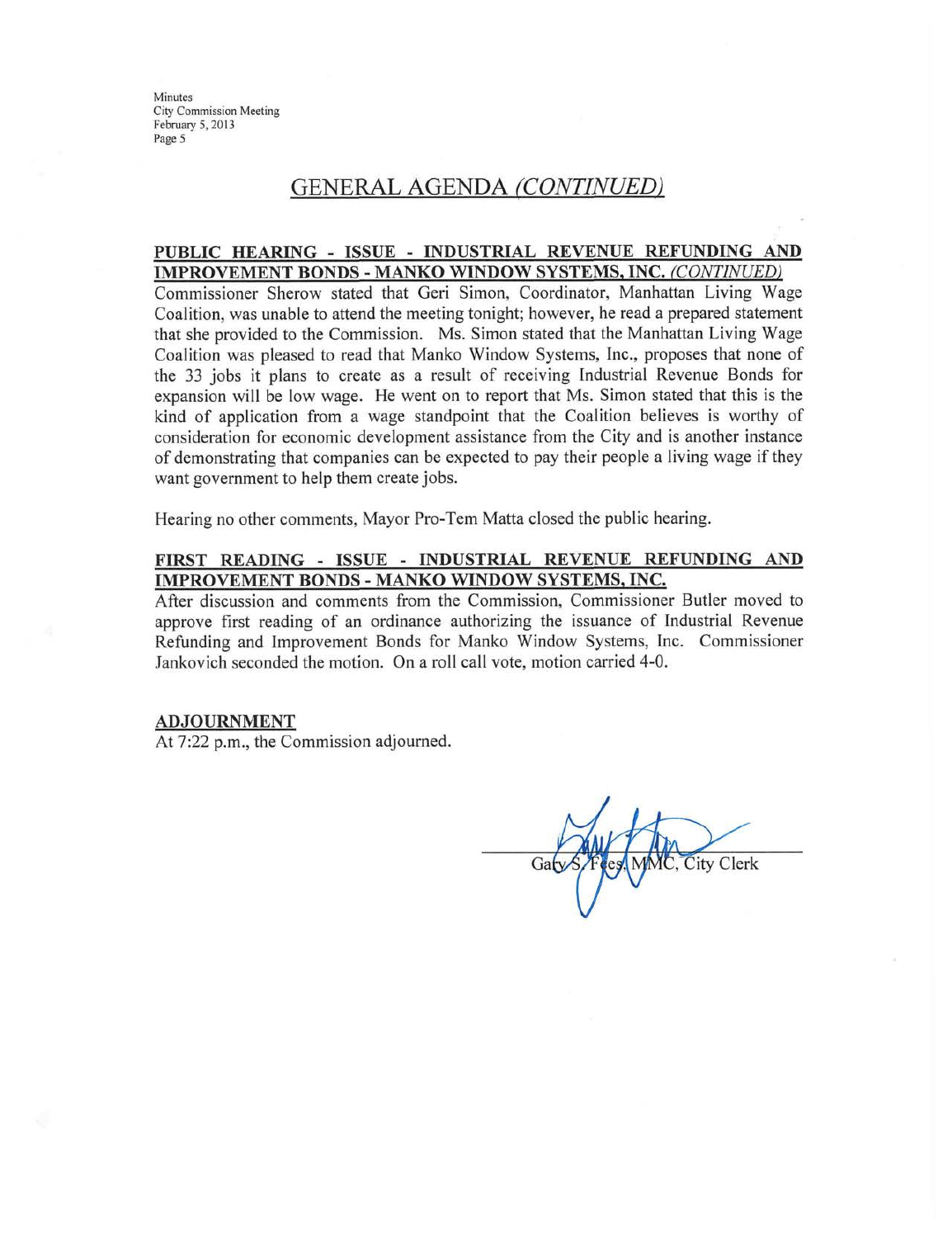## GENERAL AGENDA *(CONTINUED)*

**PUBLIC HEARING - ISSUE - INDUSTRIAL REVENUE REFUNDING AND IMPROVEMENT BONDS - MANKO WINDOW SYSTEMS, INC.** ***(CONTINUED)***

Commissioner Sherow stated that Geri Simon, Coordinator, Manhattan Living Wage Coalition, was unable to attend the meeting tonight; however, he read a prepared statement that she provided to the Commission. Ms. Simon stated that the Manhattan Living Wage Coalition was pleased to read that Manko Window Systems, Inc., proposes that none of the 33 jobs it plans to create as a result of receiving Industrial Revenue Bonds for expansion will be low wage. He went on to report that Ms. Simon stated that this is the kind of application from a wage standpoint that the Coalition believes is worthy of consideration for economic development assistance from the City and is another instance of demonstrating that companies can be expected to pay their people a living wage if they want government to help them create jobs.

Hearing no other comments, Mayor Pro-Tem Matta closed the public hearing.

**FIRST READING - ISSUE - INDUSTRIAL REVENUE REFUNDING AND IMPROVEMENT BONDS - MANKO WINDOW SYSTEMS, INC.**

After discussion and comments from the Commission, Commissioner Butler moved to approve first reading of an ordinance authorizing the issuance of Industrial Revenue Refunding and Improvement Bonds for Manko Window Systems, Inc. Commissioner Jankovich seconded the motion. On a roll call vote, motion carried 4-0.

**ADJOURNMENT**

At 7:22 p.m., the Commission adjourned.

Gary S. Fees, MMC, City Clerk